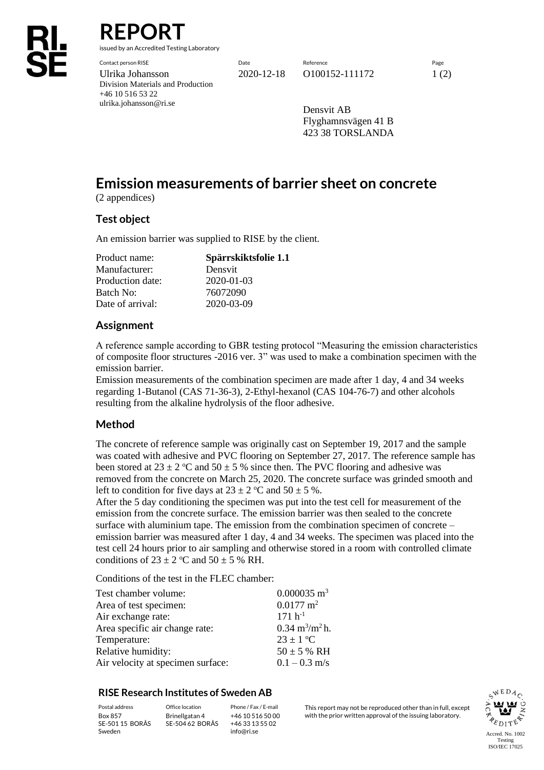# REPORT

issued by an Accredited Testing Laboratory

| Contact person RISE | Date | Reference | Page |
|---|---|---|---|
| Ulrika Johansson<br>Division Materials and Production<br>+46 10 516 53 22<br>ulrika.johansson@ri.se | 2020-12-18 | O100152-111172 | 1 (2) |

Densvit AB
Flyghamnsvägen 41 B
423 38 TORSLANDA

# Emission measurements of barrier sheet on concrete

(2 appendices)

## Test object

An emission barrier was supplied to RISE by the client.

| | |
|---|---|
| Product name: | **Spärrskiktsfolie 1.1** |
| Manufacturer: | Densvit |
| Production date: | 2020-01-03 |
| Batch No: | 76072090 |
| Date of arrival: | 2020-03-09 |

## Assignment

A reference sample according to GBR testing protocol "Measuring the emission characteristics of composite floor structures -2016 ver. 3" was used to make a combination specimen with the emission barrier.
Emission measurements of the combination specimen are made after 1 day, 4 and 34 weeks regarding 1-Butanol (CAS 71-36-3), 2-Ethyl-hexanol (CAS 104-76-7) and other alcohols resulting from the alkaline hydrolysis of the floor adhesive.

## Method

The concrete of reference sample was originally cast on September 19, 2017 and the sample was coated with adhesive and PVC flooring on September 27, 2017. The reference sample has been stored at 23 ± 2 °C and 50 ± 5 % since then. The PVC flooring and adhesive was removed from the concrete on March 25, 2020. The concrete surface was grinded smooth and left to condition for five days at 23 ± 2 °C and 50 ± 5 %.
After the 5 day conditioning the specimen was put into the test cell for measurement of the emission from the concrete surface. The emission barrier was then sealed to the concrete surface with aluminium tape. The emission from the combination specimen of concrete – emission barrier was measured after 1 day, 4 and 34 weeks. The specimen was placed into the test cell 24 hours prior to air sampling and otherwise stored in a room with controlled climate conditions of 23 ± 2 °C and 50 ± 5 % RH.

Conditions of the test in the FLEC chamber:

| | |
|---|---|
| Test chamber volume: | 0.000035 $m^3$ |
| Area of test specimen: | 0.0177 $m^2$ |
| Air exchange rate: | 171 $h^{-1}$ |
| Area specific air change rate: | 0.34 $m^3/m^2$ h. |
| Temperature: | 23 ± 1 °C |
| Relative humidity: | 50 ± 5 % RH |
| Air velocity at specimen surface: | 0.1 – 0.3 m/s |

**RISE Research Institutes of Sweden AB**

| Postal address | Office location | Phone / Fax / E-mail |
|---|---|---|
| Box 857<br>SE-501 15 BORÅS<br>Sweden | Brinellgatan 4<br>SE-504 62 BORÅS | +46 10 516 50 00<br>+46 33 13 55 02<br>info@ri.se |

This report may not be reproduced other than in full, except with the prior written approval of the issuing laboratory.

Accred. No. 1002
Testing
ISO/IEC 17025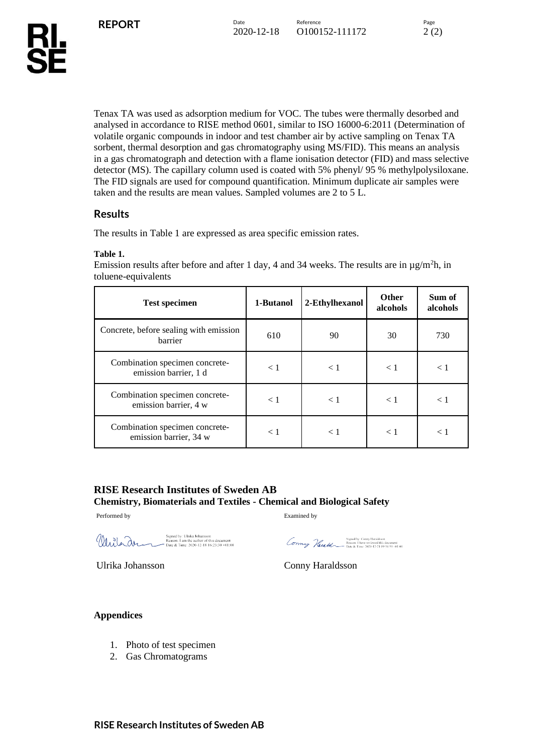Tenax TA was used as adsorption medium for VOC. The tubes were thermally desorbed and analysed in accordance to RISE method 0601, similar to ISO 16000-6:2011 (Determination of volatile organic compounds in indoor and test chamber air by active sampling on Tenax TA sorbent, thermal desorption and gas chromatography using MS/FID). This means an analysis in a gas chromatograph and detection with a flame ionisation detector (FID) and mass selective detector (MS). The capillary column used is coated with 5% phenyl/ 95 % methylpolysiloxane. The FID signals are used for compound quantification. Minimum duplicate air samples were taken and the results are mean values. Sampled volumes are 2 to 5 L.

## Results

The results in Table 1 are expressed as area specific emission rates.

**Table 1.**

Emission results after before and after 1 day, 4 and 34 weeks. The results are in µg/m$^2$h, in toluene-equivalents

| Test specimen | 1-Butanol | 2-Ethylhexanol | Other alcohols | Sum of alcohols |
|---|---|---|---|---|
| Concrete, before sealing with emission barrier | 610 | 90 | 30 | 730 |
| Combination specimen concrete-emission barrier, 1 d | < 1 | < 1 | < 1 | < 1 |
| Combination specimen concrete-emission barrier, 4 w | < 1 | < 1 | < 1 | < 1 |
| Combination specimen concrete-emission barrier, 34 w | < 1 | < 1 | < 1 | < 1 |

**RISE Research Institutes of Sweden AB**
**Chemistry, Biomaterials and Textiles - Chemical and Biological Safety**

Performed by | Examined by

Signed by: Ulrika Johansson
Reason: I am the author of this document
Date & Time: 2020-12-18 16:23:30 +01:00

Signed by: Conny Haraldsson
Reason: I have reviewed this document
Date & Time: 2020-12-21 09:58:51 +01:00

Ulrika Johansson | Conny Haraldsson

**Appendices**

1. Photo of test specimen
2. Gas Chromatograms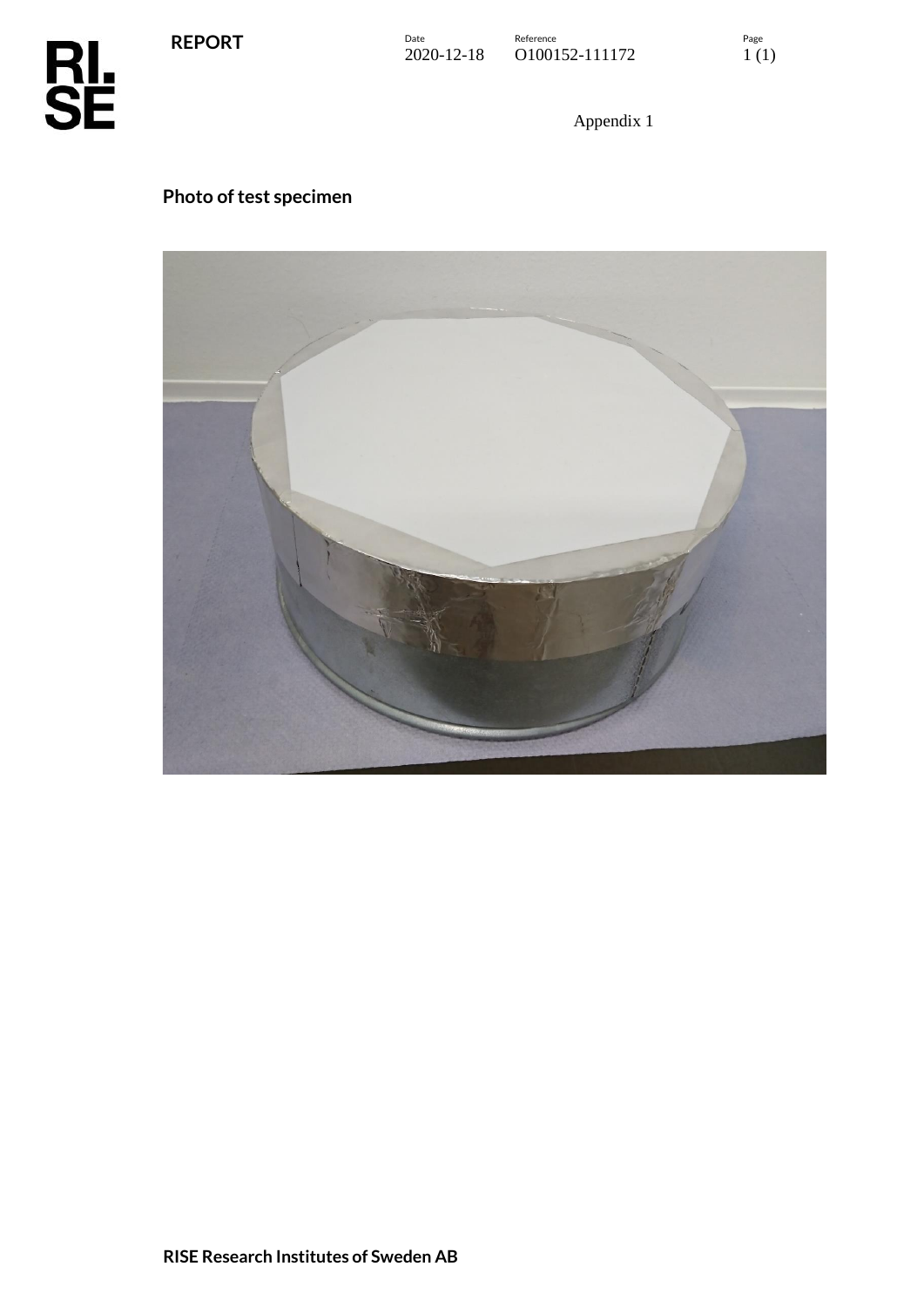Appendix 1

## Photo of test specimen

RISE Research Institutes of Sweden AB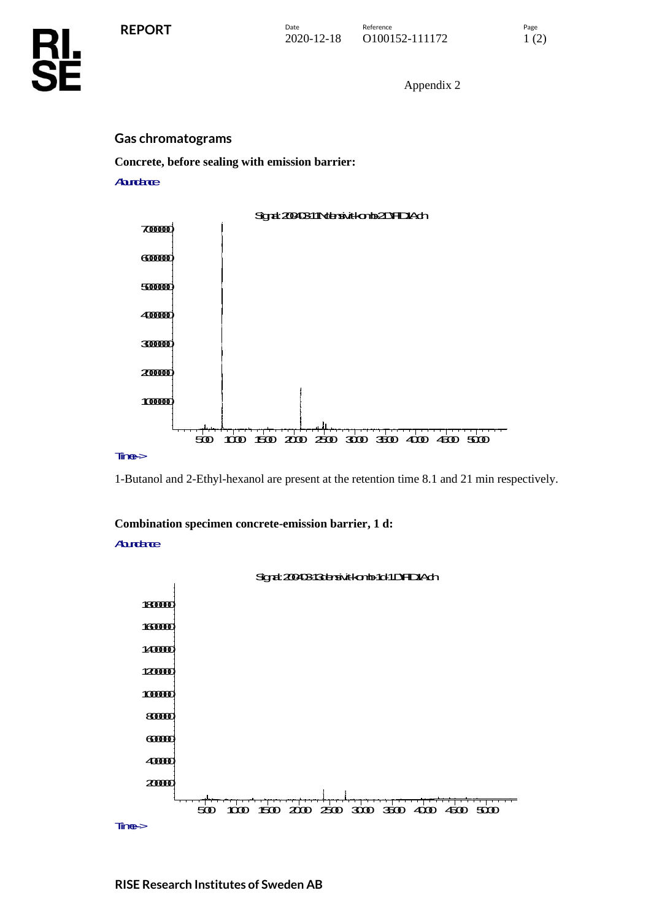Appendix 2

## Gas chromatograms

**Concrete, before sealing with emission barrier:**

1-Butanol and 2-Ethyl-hexanol are present at the retention time 8.1 and 21 min respectively.

**Combination specimen concrete-emission barrier, 1 d:**

**RISE Research Institutes of Sweden AB**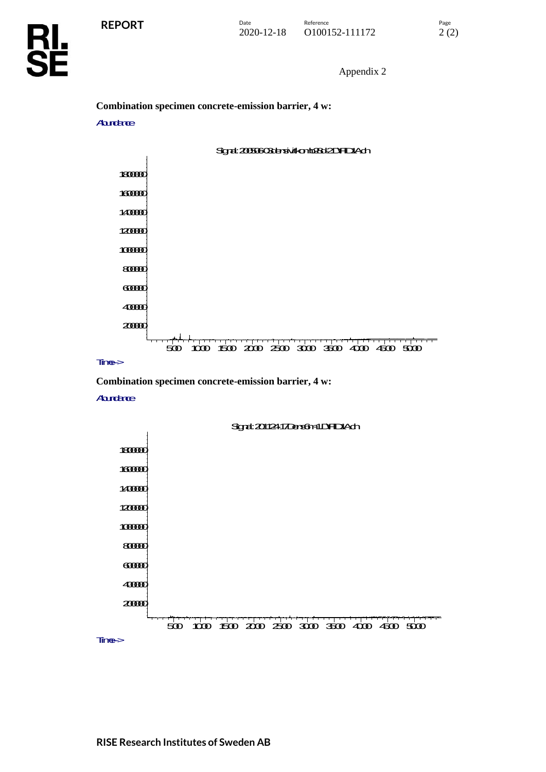Appendix 2

**Combination specimen concrete-emission barrier, 4 w:**

Abundance

Signal: 200506 03 densivilkombo28d 2 D\FID1A.ch

1800000
1600000
1400000
1200000
1000000
800000
600000
400000
200000

500 1000 1500 2000 2500 3000 3500 4000 4500 5000

Time->

**Combination specimen concrete-emission barrier, 4 w:**

Abundance

Signal: 201124 17 Dens 6m 1.D\FID1A.ch

1800000
1600000
1400000
1200000
1000000
800000
600000
400000
200000

500 1000 1500 2000 2500 3000 3500 4000 4500 5000

Time->

**RISE Research Institutes of Sweden AB**